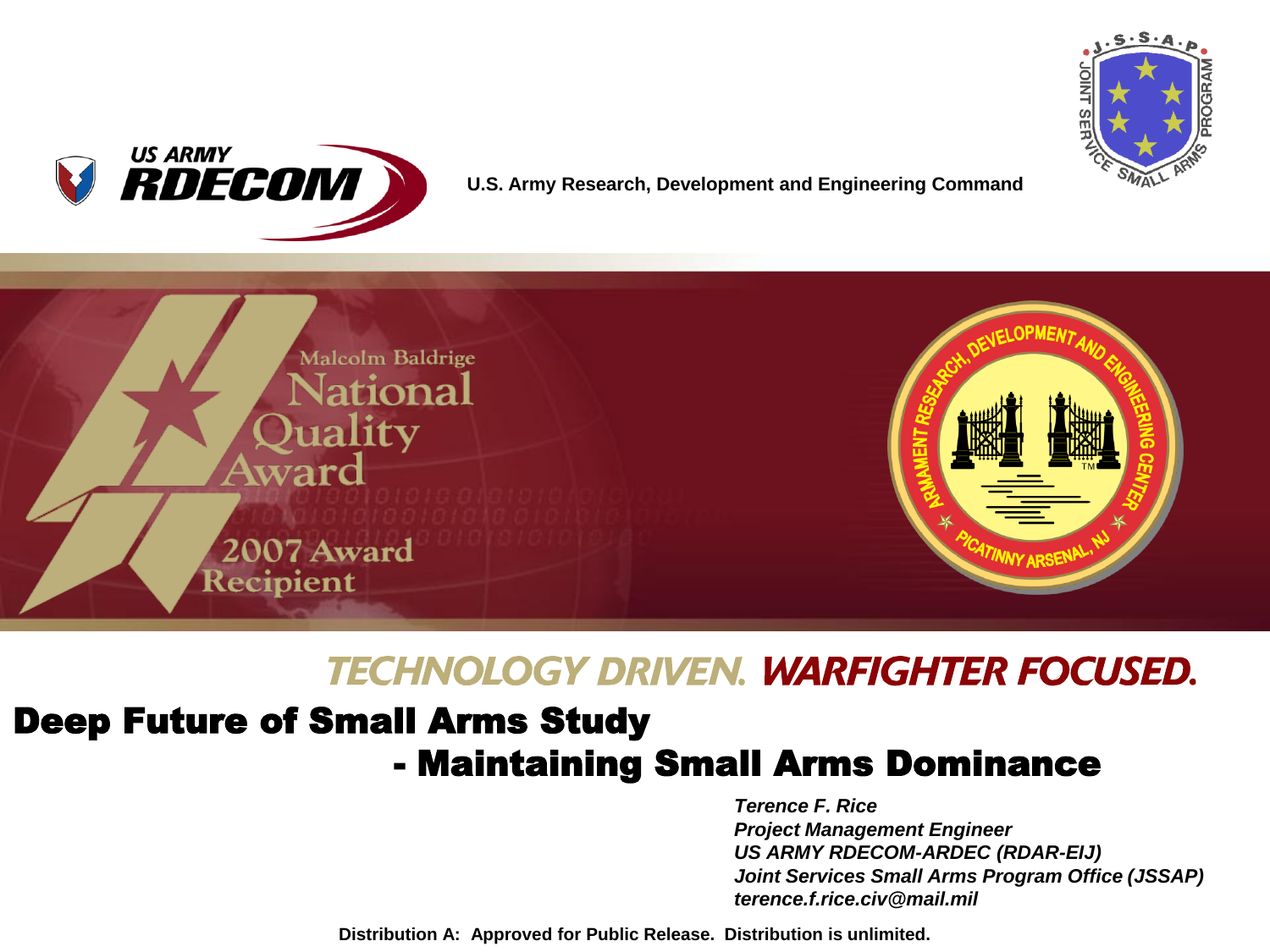US ARMY RDECOM

U.S. Army Research, Development and Engineering Command

Malcolm Baldrige National Quality Award 2007 Award Recipient

**TECHNOLOGY DRIVEN. WARFIGHTER FOCUSED.**

# Deep Future of Small Arms Study - Maintaining Small Arms Dominance

***Terence F. Rice***
***Project Management Engineer***
***US ARMY RDECOM-ARDEC (RDAR-EIJ)***
***Joint Services Small Arms Program Office (JSSAP)***
***terence.f.rice.civ@mail.mil***

**Distribution A: Approved for Public Release. Distribution is unlimited.**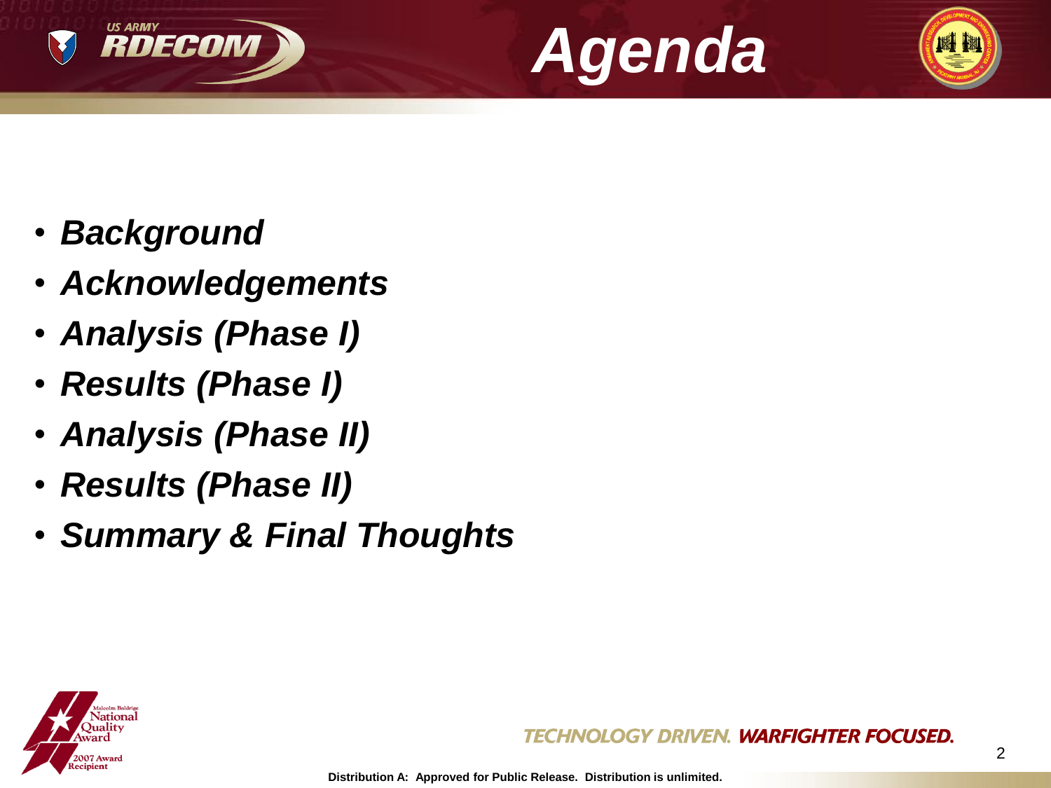# Agenda

- ***Background***
- ***Acknowledgements***
- ***Analysis (Phase I)***
- ***Results (Phase I)***
- ***Analysis (Phase II)***
- ***Results (Phase II)***
- ***Summary & Final Thoughts***

Distribution A: Approved for Public Release. Distribution is unlimited.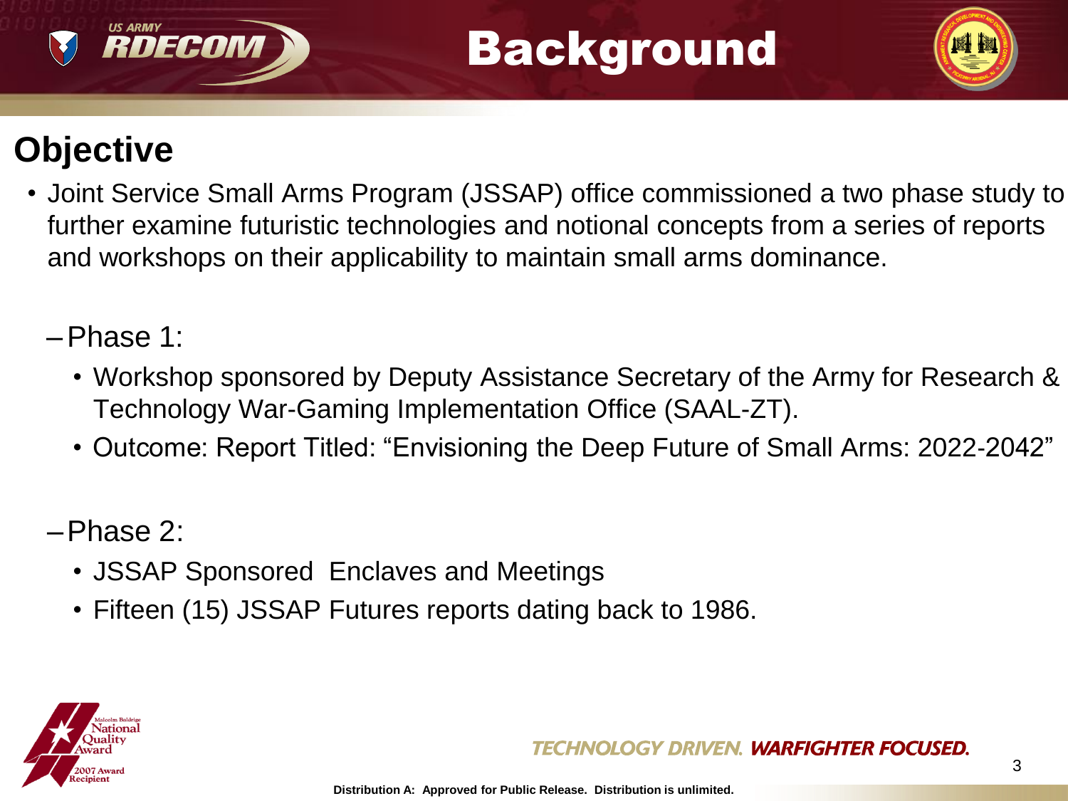# Background

## Objective

- Joint Service Small Arms Program (JSSAP) office commissioned a two phase study to further examine futuristic technologies and notional concepts from a series of reports and workshops on their applicability to maintain small arms dominance.
  - Phase 1:
    - Workshop sponsored by Deputy Assistance Secretary of the Army for Research & Technology War-Gaming Implementation Office (SAAL-ZT).
    - Outcome: Report Titled: "Envisioning the Deep Future of Small Arms: 2022-2042"
  - Phase 2:
    - JSSAP Sponsored Enclaves and Meetings
    - Fifteen (15) JSSAP Futures reports dating back to 1986.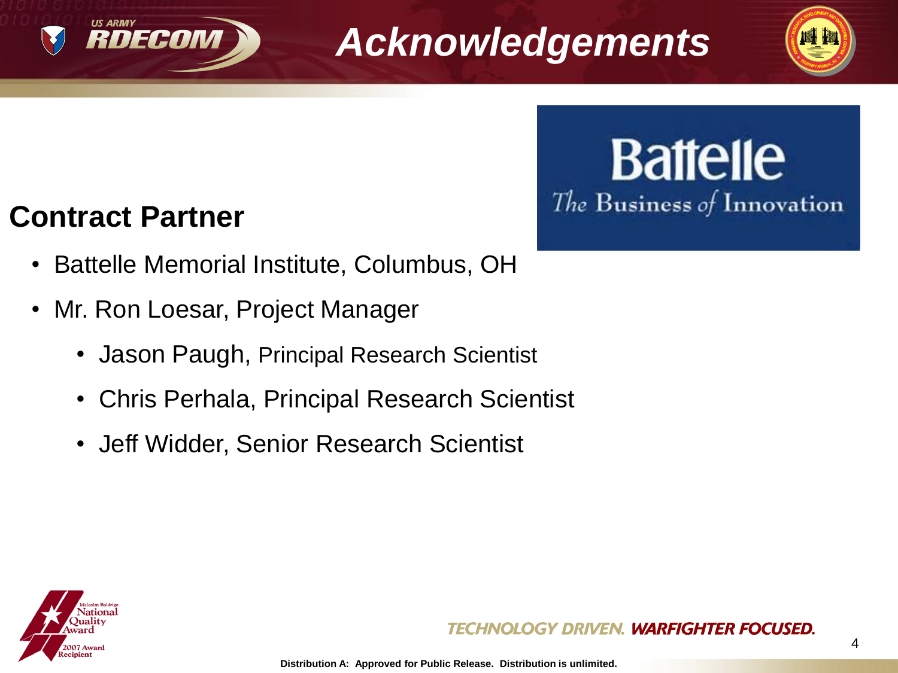# Acknowledgements

## Contract Partner

- Battelle Memorial Institute, Columbus, OH
- Mr. Ron Loesar, Project Manager
  - Jason Paugh, Principal Research Scientist
  - Chris Perhala, Principal Research Scientist
  - Jeff Widder, Senior Research Scientist

Battelle
The Business of Innovation

TECHNOLOGY DRIVEN. WARFIGHTER FOCUSED.

Distribution A: Approved for Public Release. Distribution is unlimited.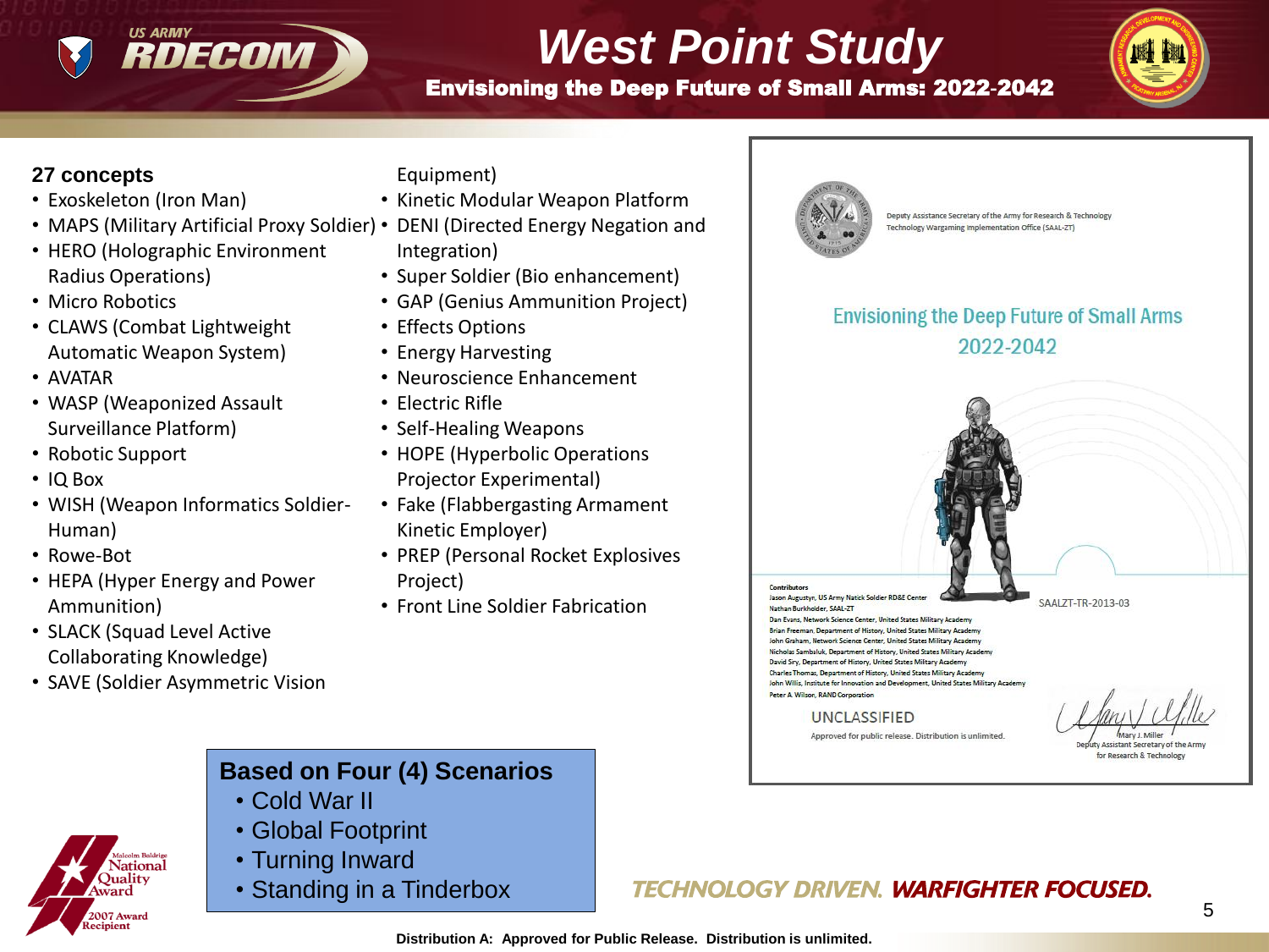# West Point Study

## Envisioning the Deep Future of Small Arms: 2022-2042

**27 concepts**

- Exoskeleton (Iron Man)
- MAPS (Military Artificial Proxy Soldier)
- HERO (Holographic Environment Radius Operations)
- Micro Robotics
- CLAWS (Combat Lightweight Automatic Weapon System)
- AVATAR
- WASP (Weaponized Assault Surveillance Platform)
- Robotic Support
- IQ Box
- WISH (Weapon Informatics Soldier-Human)
- Rowe-Bot
- HEPA (Hyper Energy and Power Ammunition)
- SLACK (Squad Level Active Collaborating Knowledge)
- SAVE (Soldier Asymmetric Vision Equipment)
- Kinetic Modular Weapon Platform
- DENI (Directed Energy Negation and Integration)
- Super Soldier (Bio enhancement)
- GAP (Genius Ammunition Project)
- Effects Options
- Energy Harvesting
- Neuroscience Enhancement
- Electric Rifle
- Self-Healing Weapons
- HOPE (Hyperbolic Operations Projector Experimental)
- Fake (Flabbergasting Armament Kinetic Employer)
- PREP (Personal Rocket Explosives Project)
- Front Line Soldier Fabrication

**Based on Four (4) Scenarios**

- Cold War II
- Global Footprint
- Turning Inward
- Standing in a Tinderbox

Deputy Assistance Secretary of the Army for Research & Technology
Technology Wargaming Implementation Office (SAAL-ZT)

Envisioning the Deep Future of Small Arms
2022-2042

**Contributors**
Jason Augustyn, US Army Natick Soldier RD&E Center
Nathan Burkholder, SAAL-ZT
Dan Evans, Network Science Center, United States Military Academy
Brian Freeman, Department of History, United States Military Academy
John Graham, Network Science Center, United States Military Academy
Nicholas Sambaluk, Department of History, United States Military Academy
David Siry, Department of History, United States Military Academy
Charles Thomas, Department of History, United States Military Academy
John Willis, Institute for Innovation and Development, United States Military Academy
Peter A. Wilson, RAND Corporation

SAALZT-TR-2013-03

UNCLASSIFIED
Approved for public release. Distribution is unlimited.

Mary J. Miller
Deputy Assistant Secretary of the Army for Research & Technology

TECHNOLOGY DRIVEN. WARFIGHTER FOCUSED.

Distribution A: Approved for Public Release. Distribution is unlimited.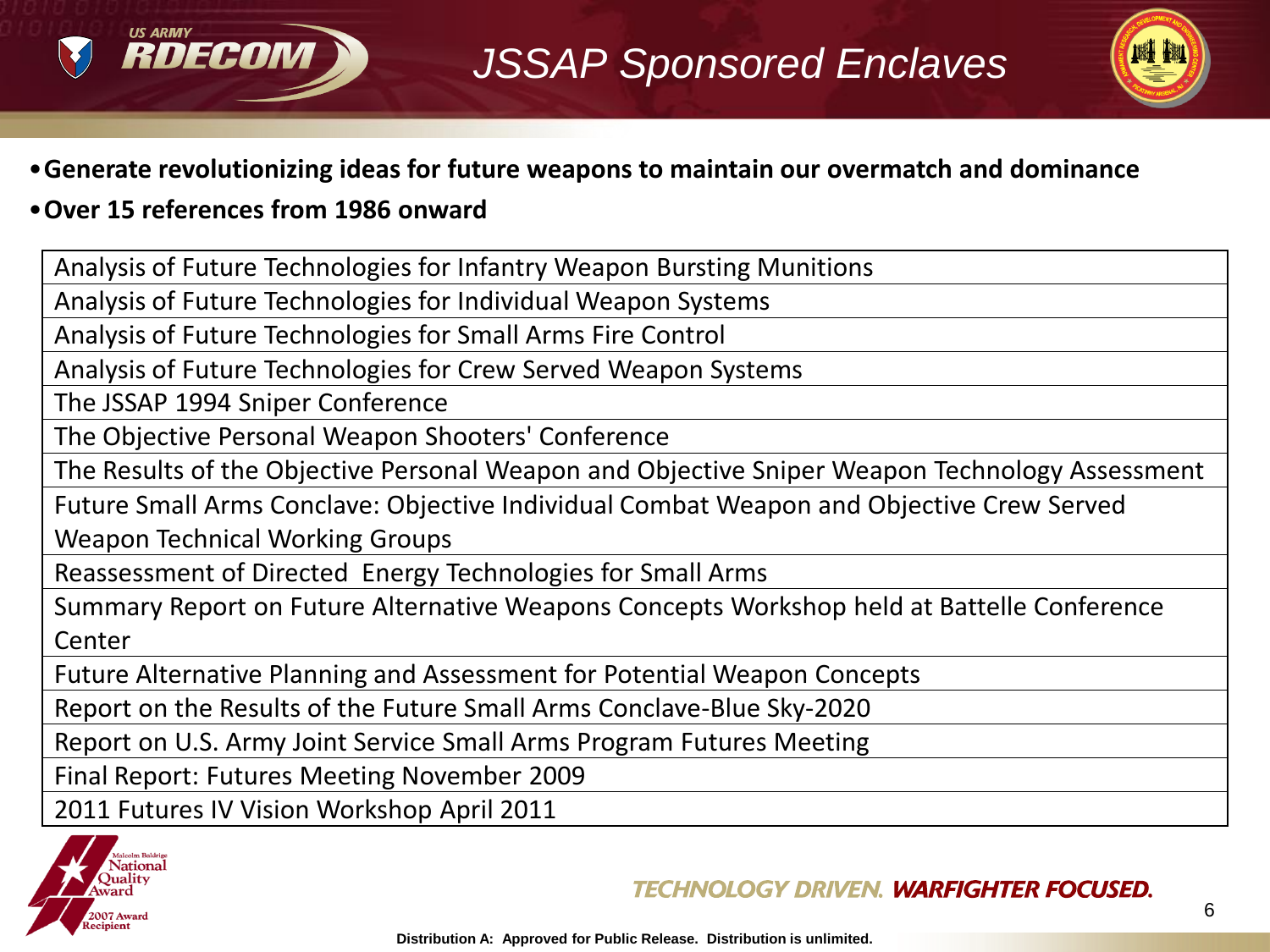# JSSAP Sponsored Enclaves

- **Generate revolutionizing ideas for future weapons to maintain our overmatch and dominance**
- **Over 15 references from 1986 onward**

| |
|---|
| Analysis of Future Technologies for Infantry Weapon Bursting Munitions |
| Analysis of Future Technologies for Individual Weapon Systems |
| Analysis of Future Technologies for Small Arms Fire Control |
| Analysis of Future Technologies for Crew Served Weapon Systems |
| The JSSAP 1994 Sniper Conference |
| The Objective Personal Weapon Shooters' Conference |
| The Results of the Objective Personal Weapon and Objective Sniper Weapon Technology Assessment |
| Future Small Arms Conclave: Objective Individual Combat Weapon and Objective Crew Served Weapon Technical Working Groups |
| Reassessment of Directed Energy Technologies for Small Arms |
| Summary Report on Future Alternative Weapons Concepts Workshop held at Battelle Conference Center |
| Future Alternative Planning and Assessment for Potential Weapon Concepts |
| Report on the Results of the Future Small Arms Conclave-Blue Sky-2020 |
| Report on U.S. Army Joint Service Small Arms Program Futures Meeting |
| Final Report: Futures Meeting November 2009 |
| 2011 Futures IV Vision Workshop April 2011 |

TECHNOLOGY DRIVEN. WARFIGHTER FOCUSED.

Distribution A: Approved for Public Release. Distribution is unlimited.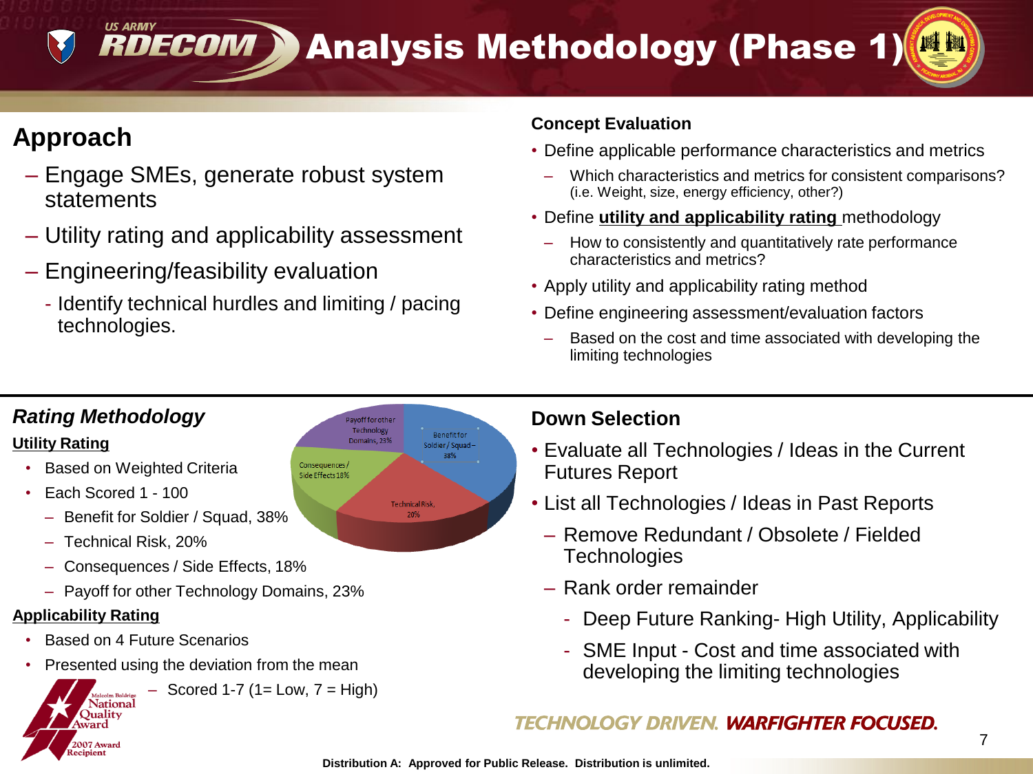# Analysis Methodology (Phase 1)

## Approach

- Engage SMEs, generate robust system statements
- Utility rating and applicability assessment
- Engineering/feasibility evaluation
  - Identify technical hurdles and limiting / pacing technologies.

### Concept Evaluation

- Define applicable performance characteristics and metrics
  - Which characteristics and metrics for consistent comparisons? (i.e. Weight, size, energy efficiency, other?)
- Define **utility and applicability rating** methodology
  - How to consistently and quantitatively rate performance characteristics and metrics?
- Apply utility and applicability rating method
- Define engineering assessment/evaluation factors
  - Based on the cost and time associated with developing the limiting technologies

### *Rating Methodology*

**Utility Rating**

- Based on Weighted Criteria
- Each Scored 1 - 100
  - Benefit for Soldier / Squad, 38%
  - Technical Risk, 20%
  - Consequences / Side Effects, 18%
  - Payoff for other Technology Domains, 23%

**Applicability Rating**

- Based on 4 Future Scenarios
- Presented using the deviation from the mean
  - Scored 1-7 (1= Low, 7 = High)

### Down Selection

- Evaluate all Technologies / Ideas in the Current Futures Report
- List all Technologies / Ideas in Past Reports
  - Remove Redundant / Obsolete / Fielded Technologies
  - Rank order remainder
    - Deep Future Ranking- High Utility, Applicability
    - SME Input - Cost and time associated with developing the limiting technologies

TECHNOLOGY DRIVEN. WARFIGHTER FOCUSED.

Distribution A: Approved for Public Release. Distribution is unlimited.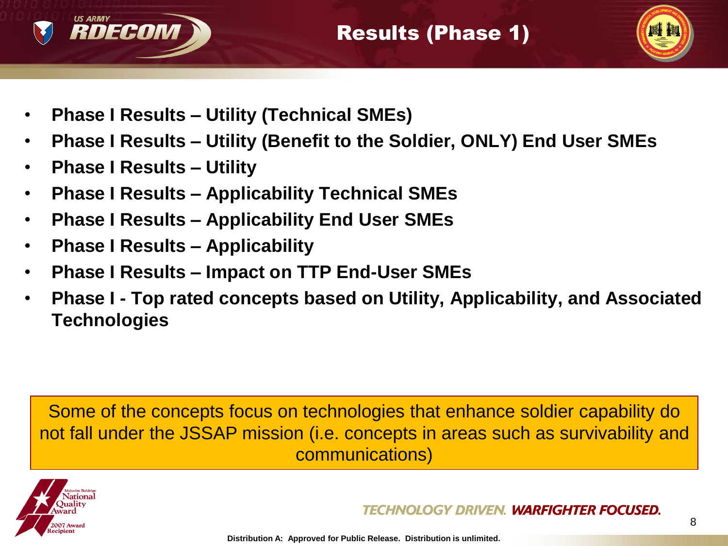# Results (Phase 1)

- **Phase I Results – Utility (Technical SMEs)**
- **Phase I Results – Utility (Benefit to the Soldier, ONLY) End User SMEs**
- **Phase I Results – Utility**
- **Phase I Results – Applicability Technical SMEs**
- **Phase I Results – Applicability End User SMEs**
- **Phase I Results – Applicability**
- **Phase I Results – Impact on TTP End-User SMEs**
- **Phase I - Top rated concepts based on Utility, Applicability, and Associated Technologies**

Some of the concepts focus on technologies that enhance soldier capability do not fall under the JSSAP mission (i.e. concepts in areas such as survivability and communications)

Distribution A: Approved for Public Release. Distribution is unlimited.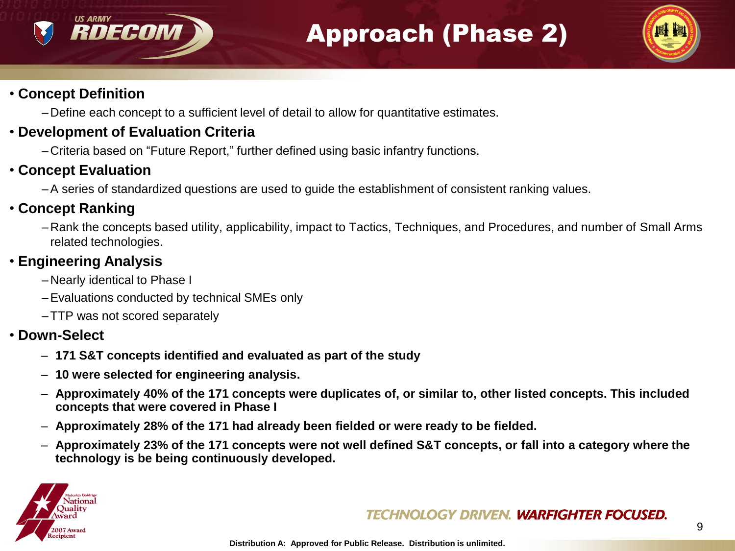# Approach (Phase 2)

- **Concept Definition**
  - Define each concept to a sufficient level of detail to allow for quantitative estimates.
- **Development of Evaluation Criteria**
  - Criteria based on "Future Report," further defined using basic infantry functions.
- **Concept Evaluation**
  - A series of standardized questions are used to guide the establishment of consistent ranking values.
- **Concept Ranking**
  - Rank the concepts based utility, applicability, impact to Tactics, Techniques, and Procedures, and number of Small Arms related technologies.
- **Engineering Analysis**
  - Nearly identical to Phase I
  - Evaluations conducted by technical SMEs only
  - TTP was not scored separately
- **Down-Select**
  - **171 S&T concepts identified and evaluated as part of the study**
  - **10 were selected for engineering analysis.**
  - **Approximately 40% of the 171 concepts were duplicates of, or similar to, other listed concepts. This included concepts that were covered in Phase I**
  - **Approximately 28% of the 171 had already been fielded or were ready to be fielded.**
  - **Approximately 23% of the 171 concepts were not well defined S&T concepts, or fall into a category where the technology is be being continuously developed.**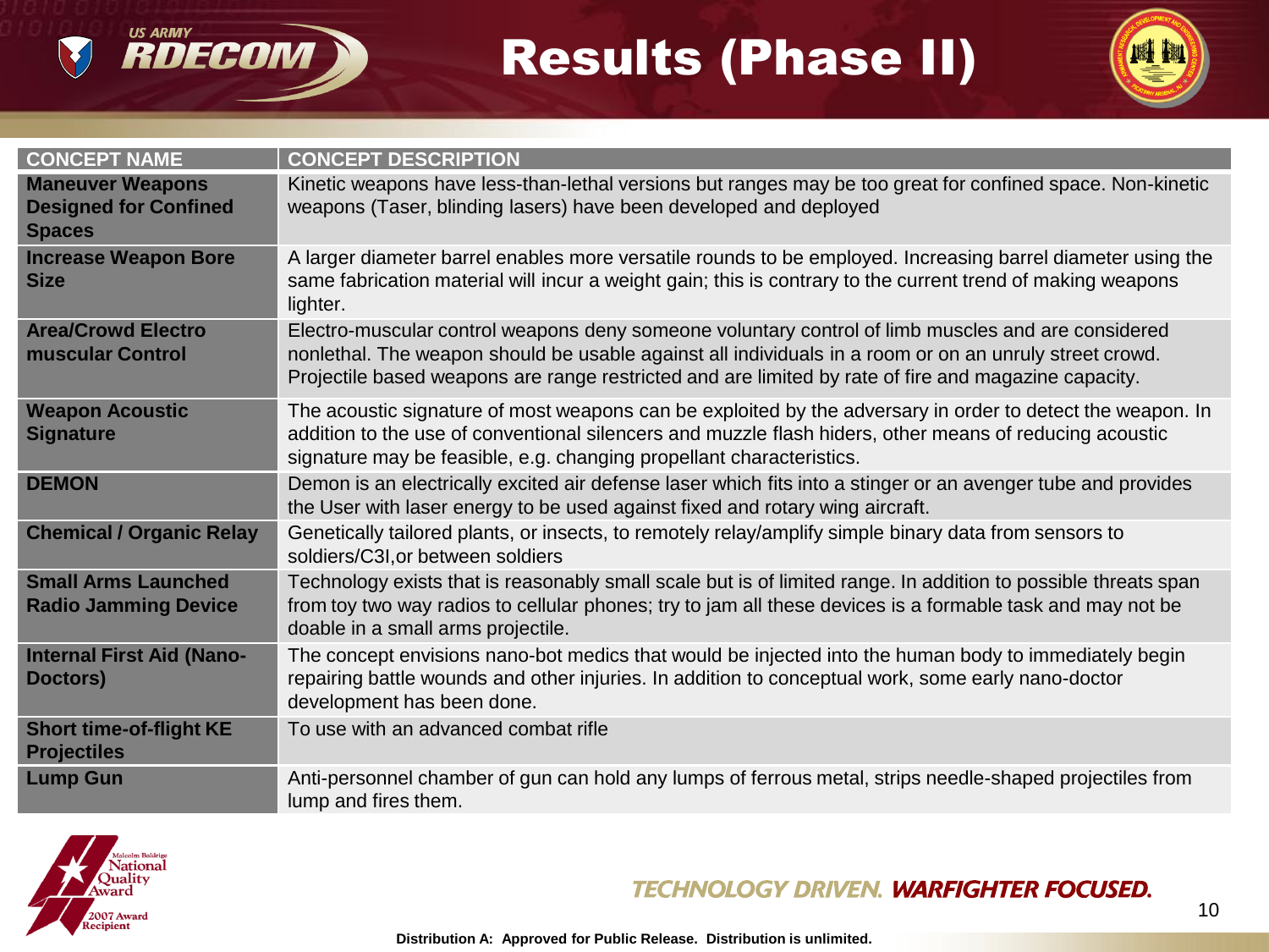# Results (Phase II)

| CONCEPT NAME | CONCEPT DESCRIPTION |
|---|---|
| **Maneuver Weapons Designed for Confined Spaces** | Kinetic weapons have less-than-lethal versions but ranges may be too great for confined space. Non-kinetic weapons (Taser, blinding lasers) have been developed and deployed |
| **Increase Weapon Bore Size** | A larger diameter barrel enables more versatile rounds to be employed. Increasing barrel diameter using the same fabrication material will incur a weight gain; this is contrary to the current trend of making weapons lighter. |
| **Area/Crowd Electro muscular Control** | Electro-muscular control weapons deny someone voluntary control of limb muscles and are considered nonlethal. The weapon should be usable against all individuals in a room or on an unruly street crowd. Projectile based weapons are range restricted and are limited by rate of fire and magazine capacity. |
| **Weapon Acoustic Signature** | The acoustic signature of most weapons can be exploited by the adversary in order to detect the weapon. In addition to the use of conventional silencers and muzzle flash hiders, other means of reducing acoustic signature may be feasible, e.g. changing propellant characteristics. |
| **DEMON** | Demon is an electrically excited air defense laser which fits into a stinger or an avenger tube and provides the User with laser energy to be used against fixed and rotary wing aircraft. |
| **Chemical / Organic Relay** | Genetically tailored plants, or insects, to remotely relay/amplify simple binary data from sensors to soldiers/C3I,or between soldiers |
| **Small Arms Launched Radio Jamming Device** | Technology exists that is reasonably small scale but is of limited range. In addition to possible threats span from toy two way radios to cellular phones; try to jam all these devices is a formable task and may not be doable in a small arms projectile. |
| **Internal First Aid (Nano-Doctors)** | The concept envisions nano-bot medics that would be injected into the human body to immediately begin repairing battle wounds and other injuries. In addition to conceptual work, some early nano-doctor development has been done. |
| **Short time-of-flight KE Projectiles** | To use with an advanced combat rifle |
| **Lump Gun** | Anti-personnel chamber of gun can hold any lumps of ferrous metal, strips needle-shaped projectiles from lump and fires them. |

Distribution A: Approved for Public Release. Distribution is unlimited.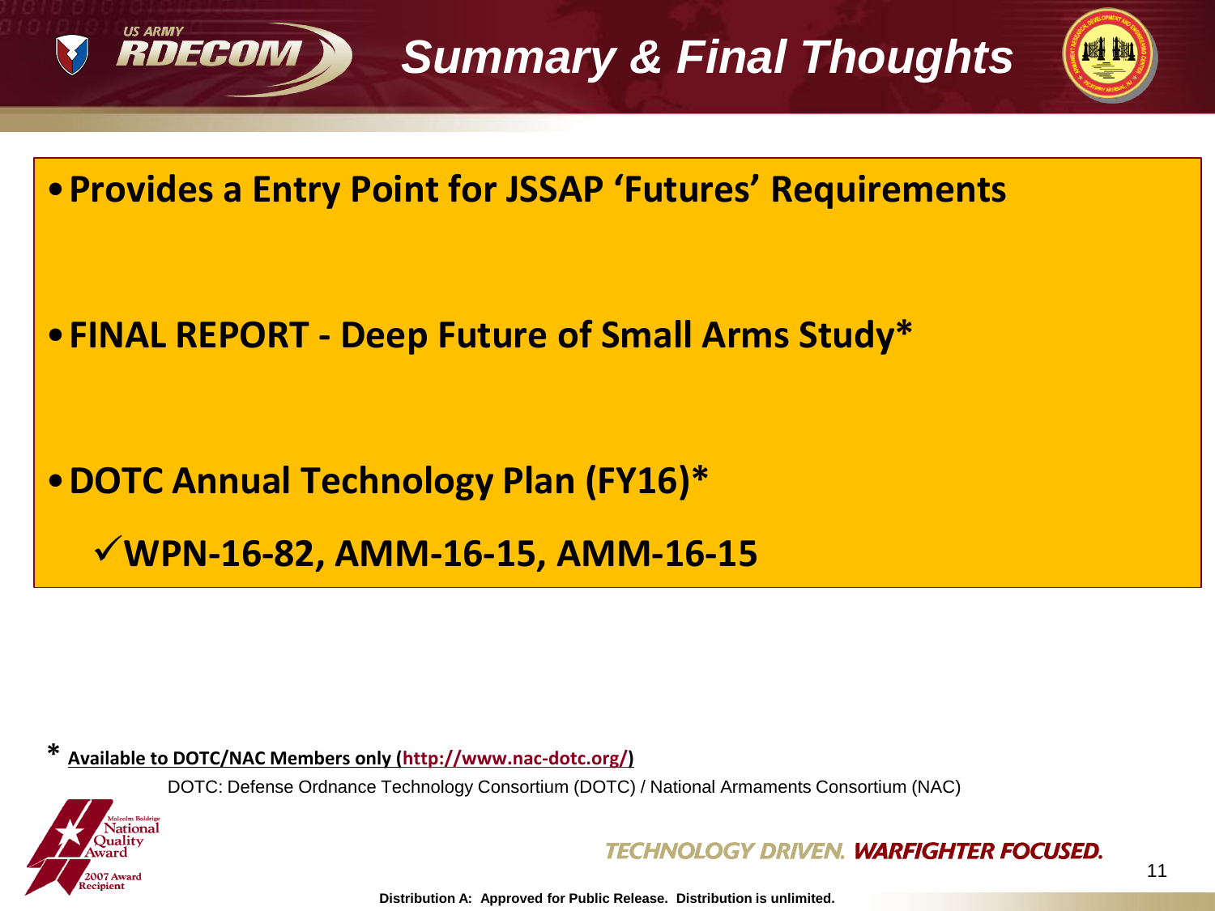# Summary & Final Thoughts

- **Provides a Entry Point for JSSAP 'Futures' Requirements**

- **FINAL REPORT - Deep Future of Small Arms Study***

- **DOTC Annual Technology Plan (FY16)***
  - ✓ **WPN-16-82, AMM-16-15, AMM-16-15**

\* Available to DOTC/NAC Members only (http://www.nac-dotc.org/)

DOTC: Defense Ordnance Technology Consortium (DOTC) / National Armaments Consortium (NAC)

TECHNOLOGY DRIVEN. WARFIGHTER FOCUSED.

Distribution A: Approved for Public Release. Distribution is unlimited.